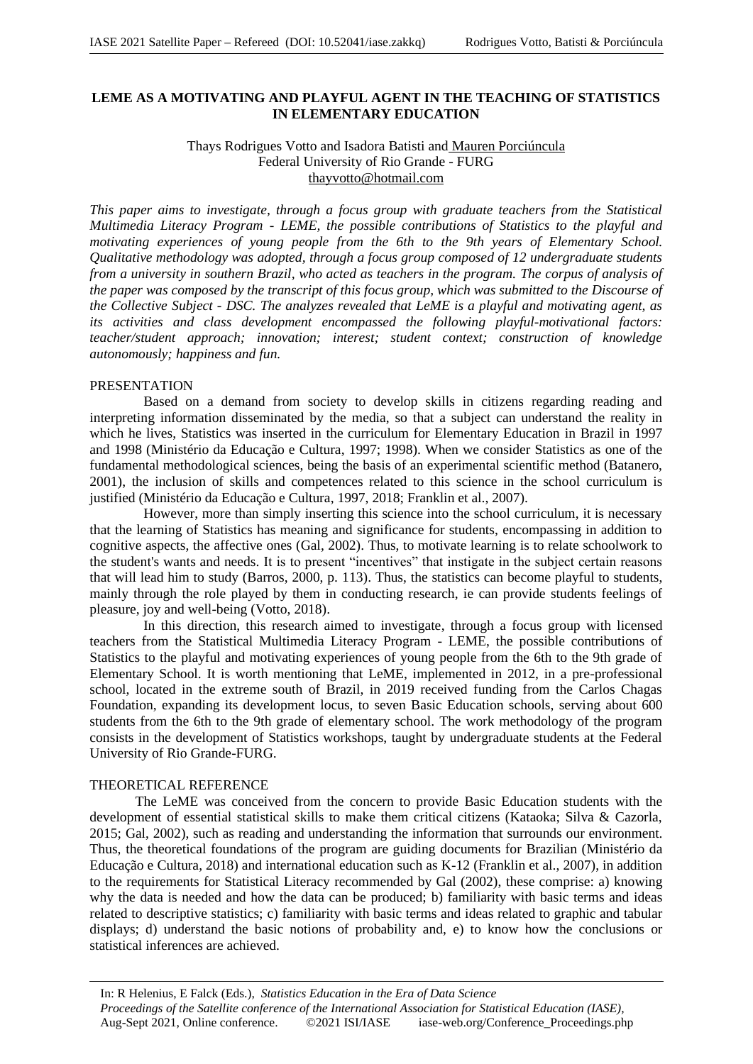# LEME AS A MOTIVATING AND PLAYFUL AGENT IN THE TEACHING OF STATISTICS IN ELEMENTARY EDUCATION

Thays Rodrigues Votto and Isadora Batisti and Mauren Porciúncula
Federal University of Rio Grande - FURG
thayvotto@hotmail.com

*This paper aims to investigate, through a focus group with graduate teachers from the Statistical Multimedia Literacy Program - LEME, the possible contributions of Statistics to the playful and motivating experiences of young people from the 6th to the 9th years of Elementary School. Qualitative methodology was adopted, through a focus group composed of 12 undergraduate students from a university in southern Brazil, who acted as teachers in the program. The corpus of analysis of the paper was composed by the transcript of this focus group, which was submitted to the Discourse of the Collective Subject - DSC. The analyzes revealed that LeME is a playful and motivating agent, as its activities and class development encompassed the following playful-motivational factors: teacher/student approach; innovation; interest; student context; construction of knowledge autonomously; happiness and fun.*

## PRESENTATION

Based on a demand from society to develop skills in citizens regarding reading and interpreting information disseminated by the media, so that a subject can understand the reality in which he lives, Statistics was inserted in the curriculum for Elementary Education in Brazil in 1997 and 1998 (Ministério da Educação e Cultura, 1997; 1998). When we consider Statistics as one of the fundamental methodological sciences, being the basis of an experimental scientific method (Batanero, 2001), the inclusion of skills and competences related to this science in the school curriculum is justified (Ministério da Educação e Cultura, 1997, 2018; Franklin et al., 2007).

However, more than simply inserting this science into the school curriculum, it is necessary that the learning of Statistics has meaning and significance for students, encompassing in addition to cognitive aspects, the affective ones (Gal, 2002). Thus, to motivate learning is to relate schoolwork to the student's wants and needs. It is to present "incentives" that instigate in the subject certain reasons that will lead him to study (Barros, 2000, p. 113). Thus, the statistics can become playful to students, mainly through the role played by them in conducting research, ie can provide students feelings of pleasure, joy and well-being (Votto, 2018).

In this direction, this research aimed to investigate, through a focus group with licensed teachers from the Statistical Multimedia Literacy Program - LEME, the possible contributions of Statistics to the playful and motivating experiences of young people from the 6th to the 9th grade of Elementary School. It is worth mentioning that LeME, implemented in 2012, in a pre-professional school, located in the extreme south of Brazil, in 2019 received funding from the Carlos Chagas Foundation, expanding its development locus, to seven Basic Education schools, serving about 600 students from the 6th to the 9th grade of elementary school. The work methodology of the program consists in the development of Statistics workshops, taught by undergraduate students at the Federal University of Rio Grande-FURG.

## THEORETICAL REFERENCE

The LeME was conceived from the concern to provide Basic Education students with the development of essential statistical skills to make them critical citizens (Kataoka; Silva & Cazorla, 2015; Gal, 2002), such as reading and understanding the information that surrounds our environment. Thus, the theoretical foundations of the program are guiding documents for Brazilian (Ministério da Educação e Cultura, 2018) and international education such as K-12 (Franklin et al., 2007), in addition to the requirements for Statistical Literacy recommended by Gal (2002), these comprise: a) knowing why the data is needed and how the data can be produced; b) familiarity with basic terms and ideas related to descriptive statistics; c) familiarity with basic terms and ideas related to graphic and tabular displays; d) understand the basic notions of probability and, e) to know how the conclusions or statistical inferences are achieved.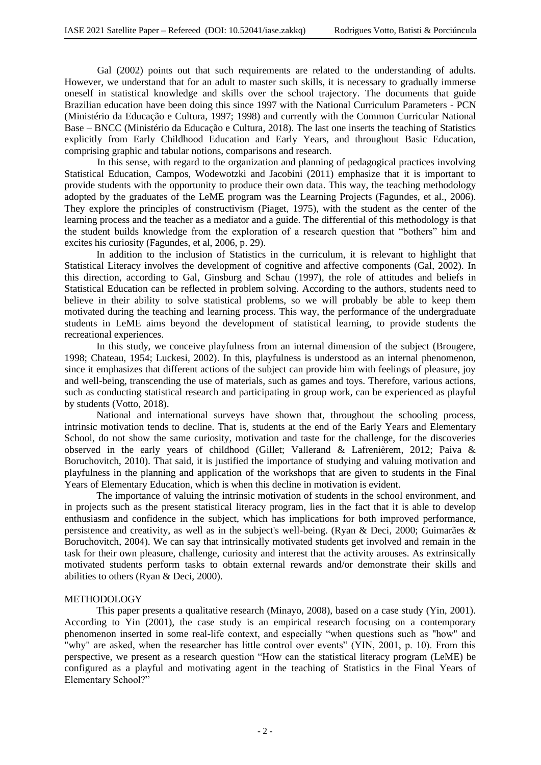Gal (2002) points out that such requirements are related to the understanding of adults. However, we understand that for an adult to master such skills, it is necessary to gradually immerse oneself in statistical knowledge and skills over the school trajectory. The documents that guide Brazilian education have been doing this since 1997 with the National Curriculum Parameters - PCN (Ministério da Educação e Cultura, 1997; 1998) and currently with the Common Curricular National Base – BNCC (Ministério da Educação e Cultura, 2018). The last one inserts the teaching of Statistics explicitly from Early Childhood Education and Early Years, and throughout Basic Education, comprising graphic and tabular notions, comparisons and research.

In this sense, with regard to the organization and planning of pedagogical practices involving Statistical Education, Campos, Wodewotzki and Jacobini (2011) emphasize that it is important to provide students with the opportunity to produce their own data. This way, the teaching methodology adopted by the graduates of the LeME program was the Learning Projects (Fagundes, et al., 2006). They explore the principles of constructivism (Piaget, 1975), with the student as the center of the learning process and the teacher as a mediator and a guide. The differential of this methodology is that the student builds knowledge from the exploration of a research question that "bothers" him and excites his curiosity (Fagundes, et al, 2006, p. 29).

In addition to the inclusion of Statistics in the curriculum, it is relevant to highlight that Statistical Literacy involves the development of cognitive and affective components (Gal, 2002). In this direction, according to Gal, Ginsburg and Schau (1997), the role of attitudes and beliefs in Statistical Education can be reflected in problem solving. According to the authors, students need to believe in their ability to solve statistical problems, so we will probably be able to keep them motivated during the teaching and learning process. This way, the performance of the undergraduate students in LeME aims beyond the development of statistical learning, to provide students the recreational experiences.

In this study, we conceive playfulness from an internal dimension of the subject (Brougere, 1998; Chateau, 1954; Luckesi, 2002). In this, playfulness is understood as an internal phenomenon, since it emphasizes that different actions of the subject can provide him with feelings of pleasure, joy and well-being, transcending the use of materials, such as games and toys. Therefore, various actions, such as conducting statistical research and participating in group work, can be experienced as playful by students (Votto, 2018).

National and international surveys have shown that, throughout the schooling process, intrinsic motivation tends to decline. That is, students at the end of the Early Years and Elementary School, do not show the same curiosity, motivation and taste for the challenge, for the discoveries observed in the early years of childhood (Gillet; Vallerand & Lafrenièrem, 2012; Paiva & Boruchovitch, 2010). That said, it is justified the importance of studying and valuing motivation and playfulness in the planning and application of the workshops that are given to students in the Final Years of Elementary Education, which is when this decline in motivation is evident.

The importance of valuing the intrinsic motivation of students in the school environment, and in projects such as the present statistical literacy program, lies in the fact that it is able to develop enthusiasm and confidence in the subject, which has implications for both improved performance, persistence and creativity, as well as in the subject's well-being. (Ryan & Deci, 2000; Guimarães & Boruchovitch, 2004). We can say that intrinsically motivated students get involved and remain in the task for their own pleasure, challenge, curiosity and interest that the activity arouses. As extrinsically motivated students perform tasks to obtain external rewards and/or demonstrate their skills and abilities to others (Ryan & Deci, 2000).

## METHODOLOGY

This paper presents a qualitative research (Minayo, 2008), based on a case study (Yin, 2001). According to Yin (2001), the case study is an empirical research focusing on a contemporary phenomenon inserted in some real-life context, and especially "when questions such as "how" and "why" are asked, when the researcher has little control over events" (YIN, 2001, p. 10). From this perspective, we present as a research question "How can the statistical literacy program (LeME) be configured as a playful and motivating agent in the teaching of Statistics in the Final Years of Elementary School?"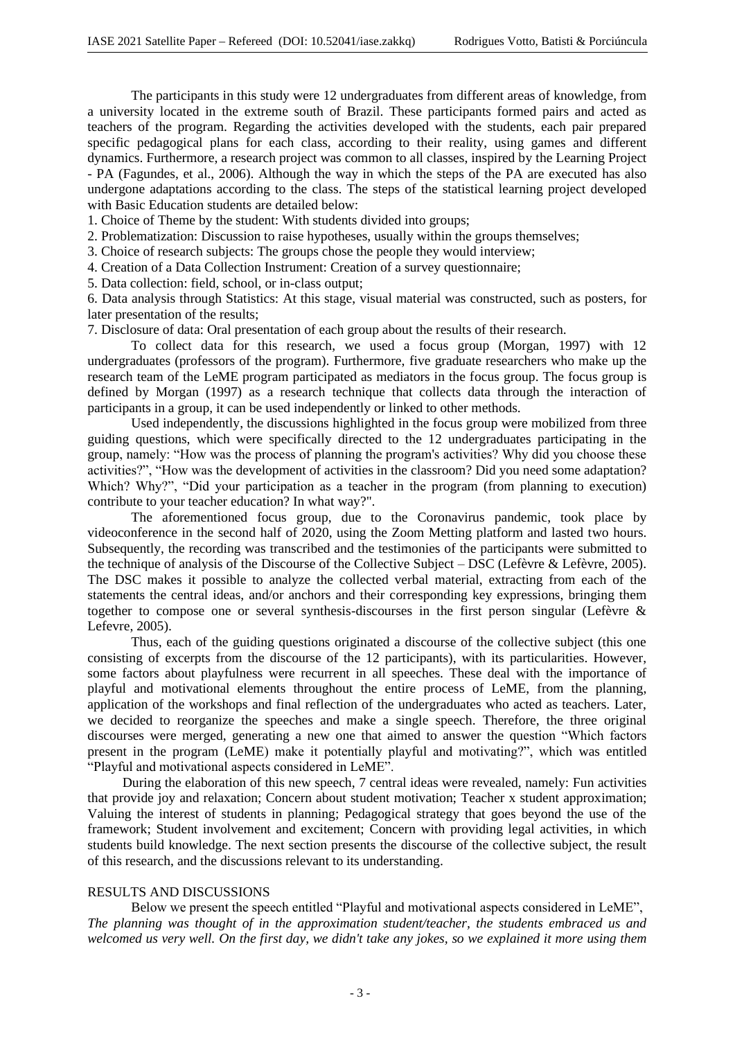The participants in this study were 12 undergraduates from different areas of knowledge, from a university located in the extreme south of Brazil. These participants formed pairs and acted as teachers of the program. Regarding the activities developed with the students, each pair prepared specific pedagogical plans for each class, according to their reality, using games and different dynamics. Furthermore, a research project was common to all classes, inspired by the Learning Project - PA (Fagundes, et al., 2006). Although the way in which the steps of the PA are executed has also undergone adaptations according to the class. The steps of the statistical learning project developed with Basic Education students are detailed below:

1. Choice of Theme by the student: With students divided into groups;
2. Problematization: Discussion to raise hypotheses, usually within the groups themselves;
3. Choice of research subjects: The groups chose the people they would interview;
4. Creation of a Data Collection Instrument: Creation of a survey questionnaire;
5. Data collection: field, school, or in-class output;
6. Data analysis through Statistics: At this stage, visual material was constructed, such as posters, for later presentation of the results;
7. Disclosure of data: Oral presentation of each group about the results of their research.

To collect data for this research, we used a focus group (Morgan, 1997) with 12 undergraduates (professors of the program). Furthermore, five graduate researchers who make up the research team of the LeME program participated as mediators in the focus group. The focus group is defined by Morgan (1997) as a research technique that collects data through the interaction of participants in a group, it can be used independently or linked to other methods.

Used independently, the discussions highlighted in the focus group were mobilized from three guiding questions, which were specifically directed to the 12 undergraduates participating in the group, namely: "How was the process of planning the program's activities? Why did you choose these activities?", "How was the development of activities in the classroom? Did you need some adaptation? Which? Why?", "Did your participation as a teacher in the program (from planning to execution) contribute to your teacher education? In what way?".

The aforementioned focus group, due to the Coronavirus pandemic, took place by videoconference in the second half of 2020, using the Zoom Metting platform and lasted two hours. Subsequently, the recording was transcribed and the testimonies of the participants were submitted to the technique of analysis of the Discourse of the Collective Subject – DSC (Lefèvre & Lefèvre, 2005). The DSC makes it possible to analyze the collected verbal material, extracting from each of the statements the central ideas, and/or anchors and their corresponding key expressions, bringing them together to compose one or several synthesis-discourses in the first person singular (Lefèvre & Lefevre, 2005).

Thus, each of the guiding questions originated a discourse of the collective subject (this one consisting of excerpts from the discourse of the 12 participants), with its particularities. However, some factors about playfulness were recurrent in all speeches. These deal with the importance of playful and motivational elements throughout the entire process of LeME, from the planning, application of the workshops and final reflection of the undergraduates who acted as teachers. Later, we decided to reorganize the speeches and make a single speech. Therefore, the three original discourses were merged, generating a new one that aimed to answer the question "Which factors present in the program (LeME) make it potentially playful and motivating?", which was entitled "Playful and motivational aspects considered in LeME".

During the elaboration of this new speech, 7 central ideas were revealed, namely: Fun activities that provide joy and relaxation; Concern about student motivation; Teacher x student approximation; Valuing the interest of students in planning; Pedagogical strategy that goes beyond the use of the framework; Student involvement and excitement; Concern with providing legal activities, in which students build knowledge. The next section presents the discourse of the collective subject, the result of this research, and the discussions relevant to its understanding.

## RESULTS AND DISCUSSIONS

Below we present the speech entitled "Playful and motivational aspects considered in LeME", *The planning was thought of in the approximation student/teacher, the students embraced us and welcomed us very well. On the first day, we didn't take any jokes, so we explained it more using them*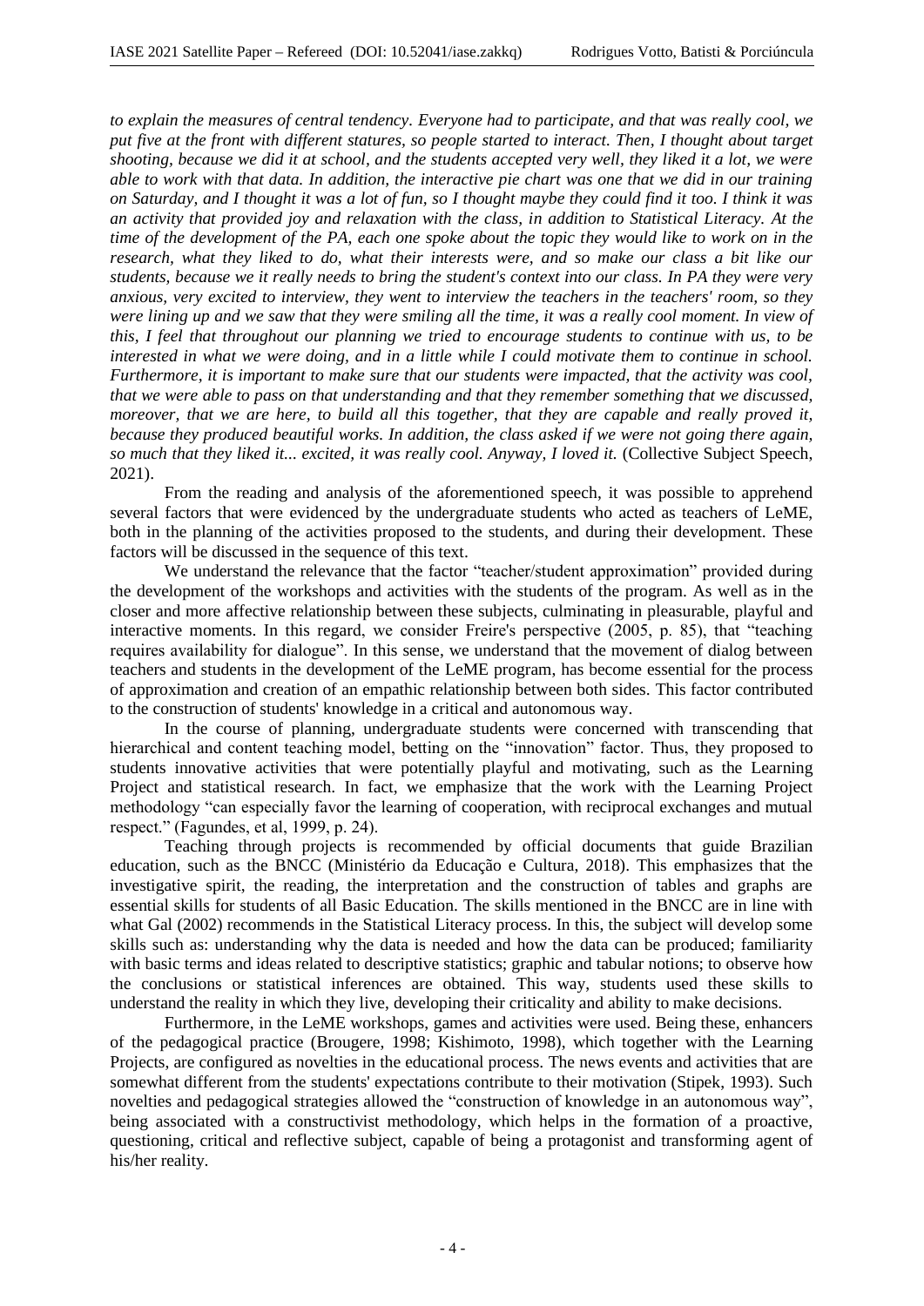*to explain the measures of central tendency. Everyone had to participate, and that was really cool, we put five at the front with different statures, so people started to interact. Then, I thought about target shooting, because we did it at school, and the students accepted very well, they liked it a lot, we were able to work with that data. In addition, the interactive pie chart was one that we did in our training on Saturday, and I thought it was a lot of fun, so I thought maybe they could find it too. I think it was an activity that provided joy and relaxation with the class, in addition to Statistical Literacy. At the time of the development of the PA, each one spoke about the topic they would like to work on in the research, what they liked to do, what their interests were, and so make our class a bit like our students, because we it really needs to bring the student's context into our class. In PA they were very anxious, very excited to interview, they went to interview the teachers in the teachers' room, so they were lining up and we saw that they were smiling all the time, it was a really cool moment. In view of this, I feel that throughout our planning we tried to encourage students to continue with us, to be interested in what we were doing, and in a little while I could motivate them to continue in school. Furthermore, it is important to make sure that our students were impacted, that the activity was cool, that we were able to pass on that understanding and that they remember something that we discussed, moreover, that we are here, to build all this together, that they are capable and really proved it, because they produced beautiful works. In addition, the class asked if we were not going there again, so much that they liked it... excited, it was really cool. Anyway, I loved it.* (Collective Subject Speech, 2021).

From the reading and analysis of the aforementioned speech, it was possible to apprehend several factors that were evidenced by the undergraduate students who acted as teachers of LeME, both in the planning of the activities proposed to the students, and during their development. These factors will be discussed in the sequence of this text.

We understand the relevance that the factor "teacher/student approximation" provided during the development of the workshops and activities with the students of the program. As well as in the closer and more affective relationship between these subjects, culminating in pleasurable, playful and interactive moments. In this regard, we consider Freire's perspective (2005, p. 85), that "teaching requires availability for dialogue". In this sense, we understand that the movement of dialog between teachers and students in the development of the LeME program, has become essential for the process of approximation and creation of an empathic relationship between both sides. This factor contributed to the construction of students' knowledge in a critical and autonomous way.

In the course of planning, undergraduate students were concerned with transcending that hierarchical and content teaching model, betting on the "innovation" factor. Thus, they proposed to students innovative activities that were potentially playful and motivating, such as the Learning Project and statistical research. In fact, we emphasize that the work with the Learning Project methodology "can especially favor the learning of cooperation, with reciprocal exchanges and mutual respect." (Fagundes, et al, 1999, p. 24).

Teaching through projects is recommended by official documents that guide Brazilian education, such as the BNCC (Ministério da Educação e Cultura, 2018). This emphasizes that the investigative spirit, the reading, the interpretation and the construction of tables and graphs are essential skills for students of all Basic Education. The skills mentioned in the BNCC are in line with what Gal (2002) recommends in the Statistical Literacy process. In this, the subject will develop some skills such as: understanding why the data is needed and how the data can be produced; familiarity with basic terms and ideas related to descriptive statistics; graphic and tabular notions; to observe how the conclusions or statistical inferences are obtained. This way, students used these skills to understand the reality in which they live, developing their criticality and ability to make decisions.

Furthermore, in the LeME workshops, games and activities were used. Being these, enhancers of the pedagogical practice (Brougere, 1998; Kishimoto, 1998), which together with the Learning Projects, are configured as novelties in the educational process. The news events and activities that are somewhat different from the students' expectations contribute to their motivation (Stipek, 1993). Such novelties and pedagogical strategies allowed the "construction of knowledge in an autonomous way", being associated with a constructivist methodology, which helps in the formation of a proactive, questioning, critical and reflective subject, capable of being a protagonist and transforming agent of his/her reality.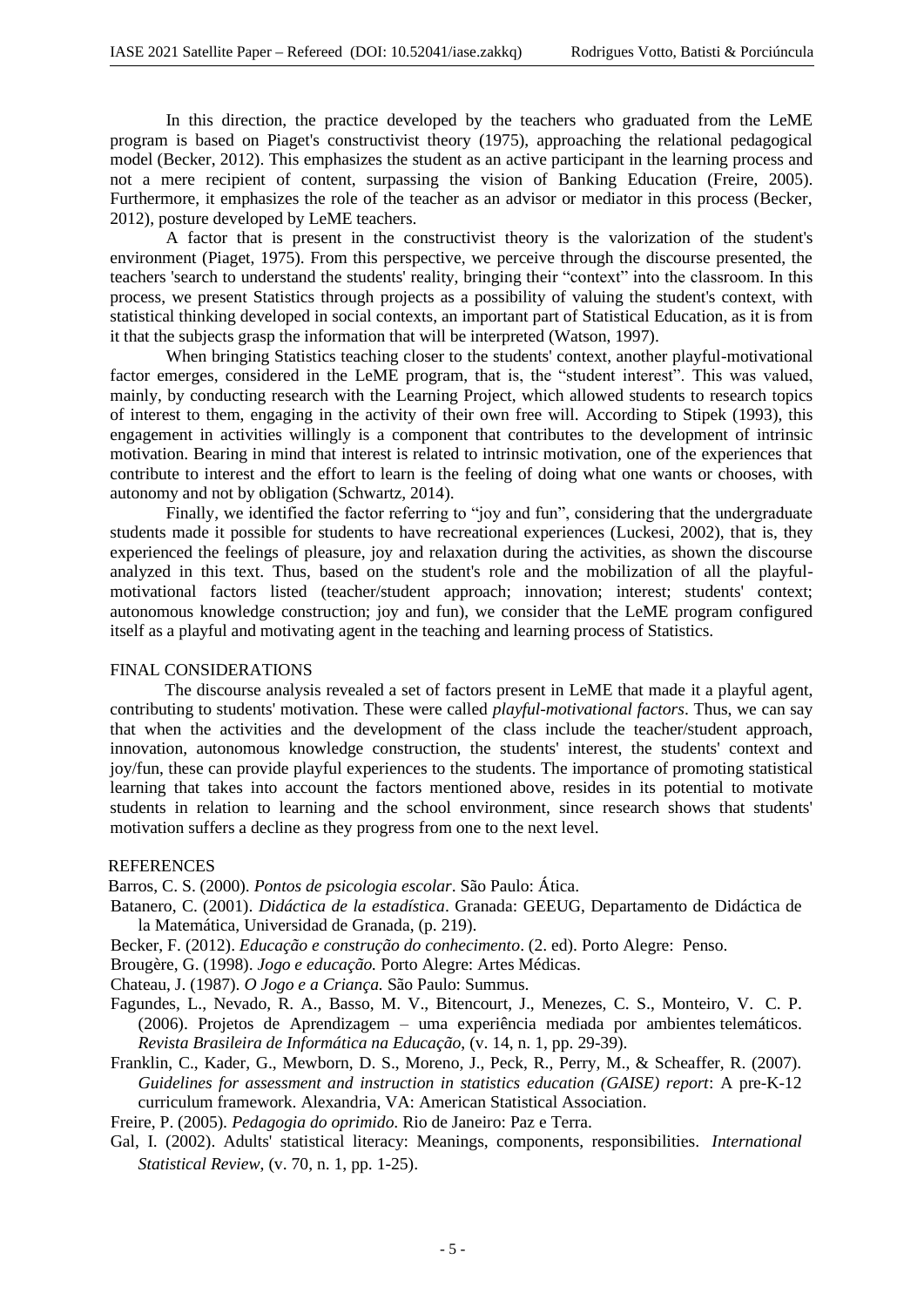In this direction, the practice developed by the teachers who graduated from the LeME program is based on Piaget's constructivist theory (1975), approaching the relational pedagogical model (Becker, 2012). This emphasizes the student as an active participant in the learning process and not a mere recipient of content, surpassing the vision of Banking Education (Freire, 2005). Furthermore, it emphasizes the role of the teacher as an advisor or mediator in this process (Becker, 2012), posture developed by LeME teachers.

A factor that is present in the constructivist theory is the valorization of the student's environment (Piaget, 1975). From this perspective, we perceive through the discourse presented, the teachers 'search to understand the students' reality, bringing their "context" into the classroom. In this process, we present Statistics through projects as a possibility of valuing the student's context, with statistical thinking developed in social contexts, an important part of Statistical Education, as it is from it that the subjects grasp the information that will be interpreted (Watson, 1997).

When bringing Statistics teaching closer to the students' context, another playful-motivational factor emerges, considered in the LeME program, that is, the "student interest". This was valued, mainly, by conducting research with the Learning Project, which allowed students to research topics of interest to them, engaging in the activity of their own free will. According to Stipek (1993), this engagement in activities willingly is a component that contributes to the development of intrinsic motivation. Bearing in mind that interest is related to intrinsic motivation, one of the experiences that contribute to interest and the effort to learn is the feeling of doing what one wants or chooses, with autonomy and not by obligation (Schwartz, 2014).

Finally, we identified the factor referring to "joy and fun", considering that the undergraduate students made it possible for students to have recreational experiences (Luckesi, 2002), that is, they experienced the feelings of pleasure, joy and relaxation during the activities, as shown the discourse analyzed in this text. Thus, based on the student's role and the mobilization of all the playful-motivational factors listed (teacher/student approach; innovation; interest; students' context; autonomous knowledge construction; joy and fun), we consider that the LeME program configured itself as a playful and motivating agent in the teaching and learning process of Statistics.

## FINAL CONSIDERATIONS

The discourse analysis revealed a set of factors present in LeME that made it a playful agent, contributing to students' motivation. These were called *playful-motivational factors*. Thus, we can say that when the activities and the development of the class include the teacher/student approach, innovation, autonomous knowledge construction, the students' interest, the students' context and joy/fun, these can provide playful experiences to the students. The importance of promoting statistical learning that takes into account the factors mentioned above, resides in its potential to motivate students in relation to learning and the school environment, since research shows that students' motivation suffers a decline as they progress from one to the next level.

## REFERENCES

Barros, C. S. (2000). *Pontos de psicologia escolar*. São Paulo: Ática.

Batanero, C. (2001). *Didáctica de la estadística*. Granada: GEEUG, Departamento de Didáctica de la Matemática, Universidad de Granada, (p. 219).

Becker, F. (2012). *Educação e construção do conhecimento*. (2. ed). Porto Alegre: Penso.

Brougère, G. (1998). *Jogo e educação.* Porto Alegre: Artes Médicas.

Chateau, J. (1987). *O Jogo e a Criança.* São Paulo: Summus.

Fagundes, L., Nevado, R. A., Basso, M. V., Bitencourt, J., Menezes, C. S., Monteiro, V. C. P. (2006). Projetos de Aprendizagem – uma experiência mediada por ambientes telemáticos. *Revista Brasileira de Informática na Educação*, (v. 14, n. 1, pp. 29-39).

Franklin, C., Kader, G., Mewborn, D. S., Moreno, J., Peck, R., Perry, M., & Scheaffer, R. (2007). *Guidelines for assessment and instruction in statistics education (GAISE) report*: A pre-K-12 curriculum framework. Alexandria, VA: American Statistical Association.

Freire, P. (2005). *Pedagogia do oprimido.* Rio de Janeiro: Paz e Terra.

Gal, I. (2002). Adults' statistical literacy: Meanings, components, responsibilities. *International Statistical Review*, (v. 70, n. 1, pp. 1-25).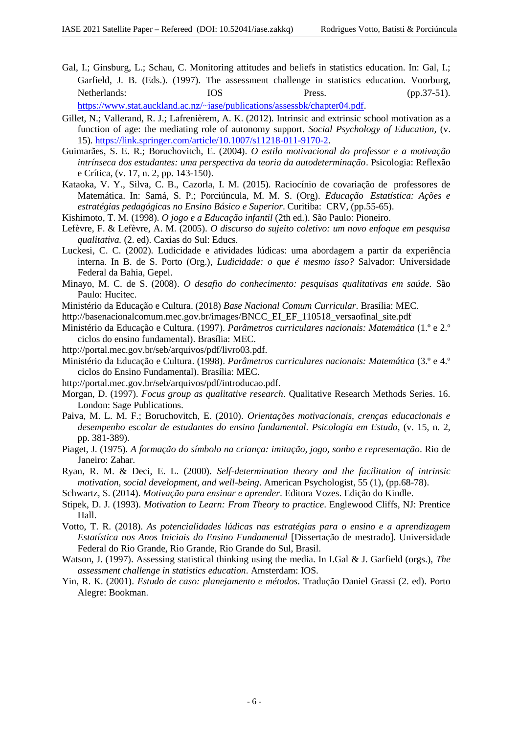Gal, I.; Ginsburg, L.; Schau, C. Monitoring attitudes and beliefs in statistics education. In: Gal, I.; Garfield, J. B. (Eds.). (1997). The assessment challenge in statistics education. Voorburg, Netherlands: IOS Press. (pp.37-51). https://www.stat.auckland.ac.nz/~iase/publications/assessbk/chapter04.pdf.

Gillet, N.; Vallerand, R. J.; Lafrenièrem, A. K. (2012). Intrinsic and extrinsic school motivation as a function of age: the mediating role of autonomy support. *Social Psychology of Education,* (v. 15). https://link.springer.com/article/10.1007/s11218-011-9170-2.

Guimarães, S. E. R.; Boruchovitch, E. (2004). *O estilo motivacional do professor e a motivação intrínseca dos estudantes: uma perspectiva da teoria da autodeterminação*. Psicologia: Reflexão e Crítica, (v. 17, n. 2, pp. 143-150).

Kataoka, V. Y., Silva, C. B., Cazorla, I. M. (2015). Raciocínio de covariação de professores de Matemática. In: Samá, S. P.; Porciúncula, M. M. S. (Org). *Educação Estatística: Ações e estratégias pedagógicas no Ensino Básico e Superior*. Curitiba: CRV, (pp.55-65).

Kishimoto, T. M. (1998). *O jogo e a Educação infantil* (2th ed.). São Paulo: Pioneiro.

Lefèvre, F. & Lefèvre, A. M. (2005). *O discurso do sujeito coletivo: um novo enfoque em pesquisa qualitativa.* (2. ed). Caxias do Sul: Educs.

Luckesi, C. C. (2002). Ludicidade e atividades lúdicas: uma abordagem a partir da experiência interna. In B. de S. Porto (Org.), *Ludicidade: o que é mesmo isso?* Salvador: Universidade Federal da Bahia, Gepel.

Minayo, M. C. de S. (2008). *O desafio do conhecimento: pesquisas qualitativas em saúde.* São Paulo: Hucitec.

Ministério da Educação e Cultura. (2018) *Base Nacional Comum Curricular*. Brasília: MEC.
http://basenacionalcomum.mec.gov.br/images/BNCC_EI_EF_110518_versaofinal_site.pdf

Ministério da Educação e Cultura. (1997). *Parâmetros curriculares nacionais: Matemática* (1.º e 2.º ciclos do ensino fundamental). Brasília: MEC.
http://portal.mec.gov.br/seb/arquivos/pdf/livro03.pdf.

Ministério da Educação e Cultura. (1998). *Parâmetros curriculares nacionais: Matemática* (3.º e 4.º ciclos do Ensino Fundamental). Brasília: MEC.
http://portal.mec.gov.br/seb/arquivos/pdf/introducao.pdf.

Morgan, D. (1997). *Focus group as qualitative research*. Qualitative Research Methods Series. 16. London: Sage Publications.

Paiva, M. L. M. F.; Boruchovitch, E. (2010). *Orientações motivacionais, crenças educacionais e desempenho escolar de estudantes do ensino fundamental*. *Psicologia em Estudo*, (v. 15, n. 2, pp. 381-389).

Piaget, J. (1975). *A formação do símbolo na criança: imitação, jogo, sonho e representação*. Rio de Janeiro: Zahar.

Ryan, R. M. & Deci, E. L. (2000). *Self-determination theory and the facilitation of intrinsic motivation, social development, and well-being*. American Psychologist, 55 (1), (pp.68-78).

Schwartz, S. (2014). *Motivação para ensinar e aprender*. Editora Vozes. Edição do Kindle.

Stipek, D. J. (1993). *Motivation to Learn: From Theory to practice*. Englewood Cliffs, NJ: Prentice Hall.

Votto, T. R. (2018). *As potencialidades lúdicas nas estratégias para o ensino e a aprendizagem Estatística nos Anos Iniciais do Ensino Fundamental* [Dissertação de mestrado]. Universidade Federal do Rio Grande, Rio Grande, Rio Grande do Sul, Brasil.

Watson, J. (1997). Assessing statistical thinking using the media. In I.Gal & J. Garfield (orgs.), *The assessment challenge in statistics education*. Amsterdam: IOS.

Yin, R. K. (2001). *Estudo de caso: planejamento e métodos*. Tradução Daniel Grassi (2. ed). Porto Alegre: Bookman.